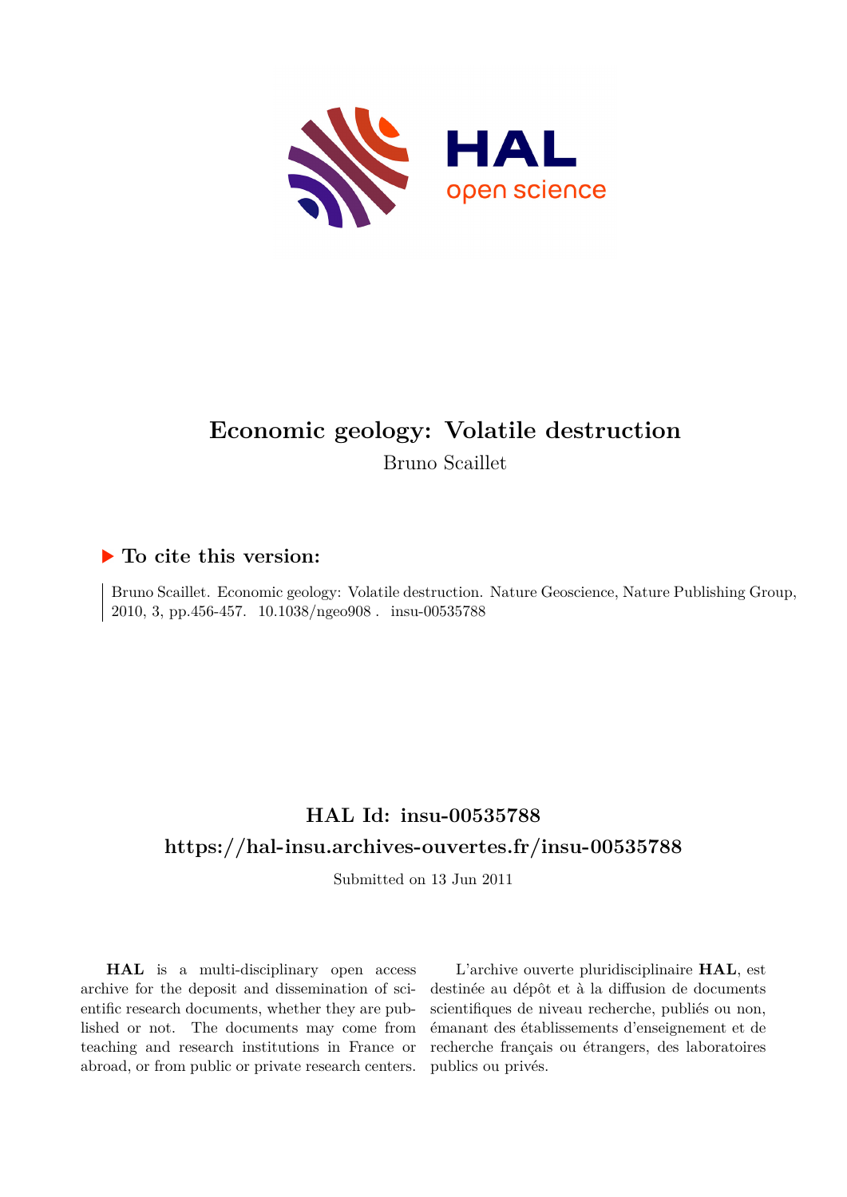# Economic geology: Volatile destruction

Bruno Scaillet

## ▶ To cite this version:

Bruno Scaillet. Economic geology: Volatile destruction. Nature Geoscience, Nature Publishing Group, 2010, 3, pp.456-457. 10.1038/ngeo908 . insu-00535788

## HAL Id: insu-00535788

## https://hal-insu.archives-ouvertes.fr/insu-00535788

Submitted on 13 Jun 2011

**HAL** is a multi-disciplinary open access archive for the deposit and dissemination of scientific research documents, whether they are published or not. The documents may come from teaching and research institutions in France or abroad, or from public or private research centers.

L'archive ouverte pluridisciplinaire **HAL**, est destinée au dépôt et à la diffusion de documents scientifiques de niveau recherche, publiés ou non, émanant des établissements d'enseignement et de recherche français ou étrangers, des laboratoires publics ou privés.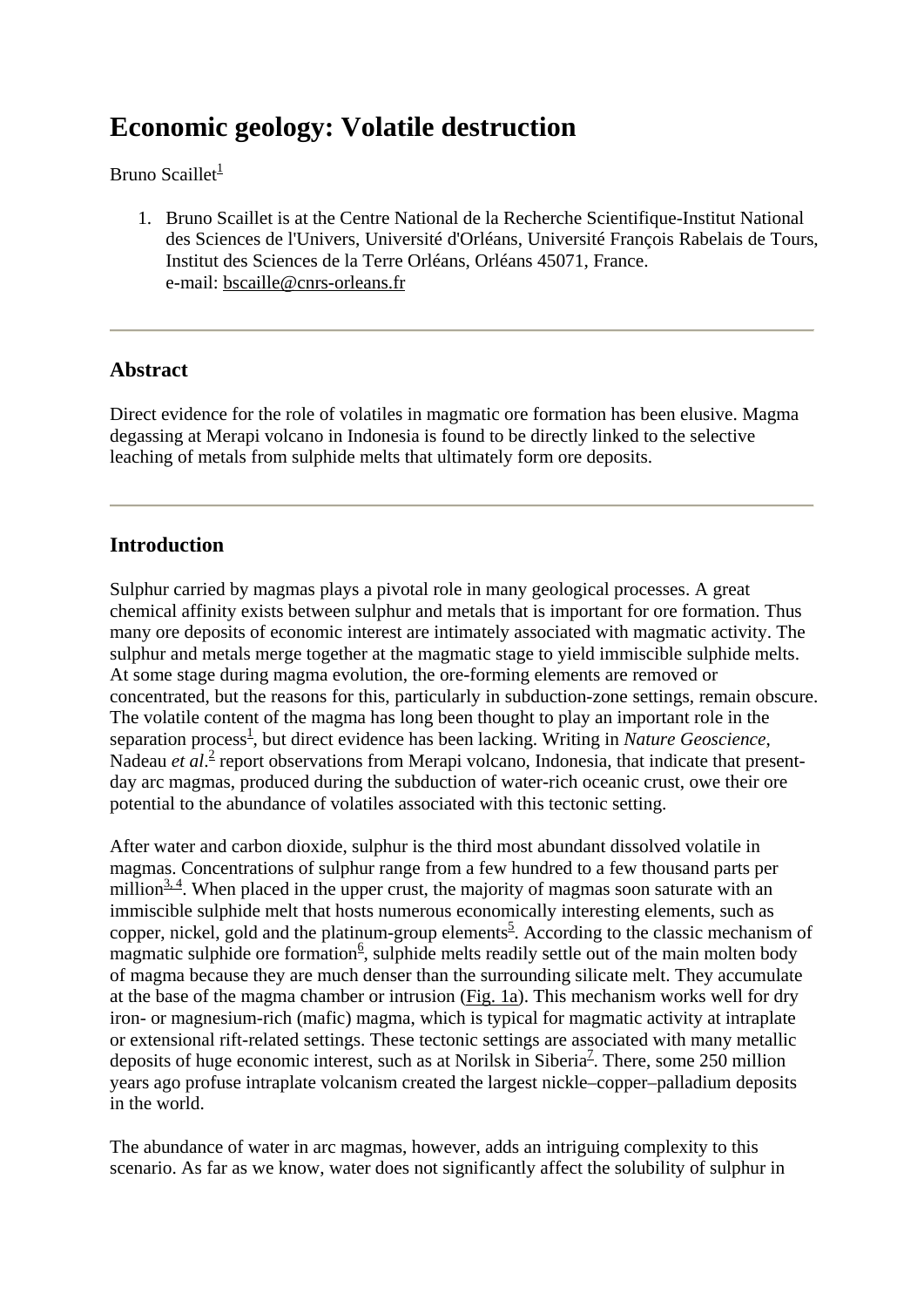# Economic geology: Volatile destruction

Bruno Scaillet[1]

1. Bruno Scaillet is at the Centre National de la Recherche Scientifique-Institut National des Sciences de l'Univers, Université d'Orléans, Université François Rabelais de Tours, Institut des Sciences de la Terre Orléans, Orléans 45071, France.  
   e-mail: bscaille@cnrs-orleans.fr

---

## Abstract

Direct evidence for the role of volatiles in magmatic ore formation has been elusive. Magma degassing at Merapi volcano in Indonesia is found to be directly linked to the selective leaching of metals from sulphide melts that ultimately form ore deposits.

---

## Introduction

Sulphur carried by magmas plays a pivotal role in many geological processes. A great chemical affinity exists between sulphur and metals that is important for ore formation. Thus many ore deposits of economic interest are intimately associated with magmatic activity. The sulphur and metals merge together at the magmatic stage to yield immiscible sulphide melts. At some stage during magma evolution, the ore-forming elements are removed or concentrated, but the reasons for this, particularly in subduction-zone settings, remain obscure. The volatile content of the magma has long been thought to play an important role in the separation process[1], but direct evidence has been lacking. Writing in *Nature Geoscience*, Nadeau *et al*.[2] report observations from Merapi volcano, Indonesia, that indicate that present-day arc magmas, produced during the subduction of water-rich oceanic crust, owe their ore potential to the abundance of volatiles associated with this tectonic setting.

After water and carbon dioxide, sulphur is the third most abundant dissolved volatile in magmas. Concentrations of sulphur range from a few hundred to a few thousand parts per million[3,4]. When placed in the upper crust, the majority of magmas soon saturate with an immiscible sulphide melt that hosts numerous economically interesting elements, such as copper, nickel, gold and the platinum-group elements[5]. According to the classic mechanism of magmatic sulphide ore formation[6], sulphide melts readily settle out of the main molten body of magma because they are much denser than the surrounding silicate melt. They accumulate at the base of the magma chamber or intrusion (Fig. 1a). This mechanism works well for dry iron- or magnesium-rich (mafic) magma, which is typical for magmatic activity at intraplate or extensional rift-related settings. These tectonic settings are associated with many metallic deposits of huge economic interest, such as at Norilsk in Siberia[7]. There, some 250 million years ago profuse intraplate volcanism created the largest nickle–copper–palladium deposits in the world.

The abundance of water in arc magmas, however, adds an intriguing complexity to this scenario. As far as we know, water does not significantly affect the solubility of sulphur in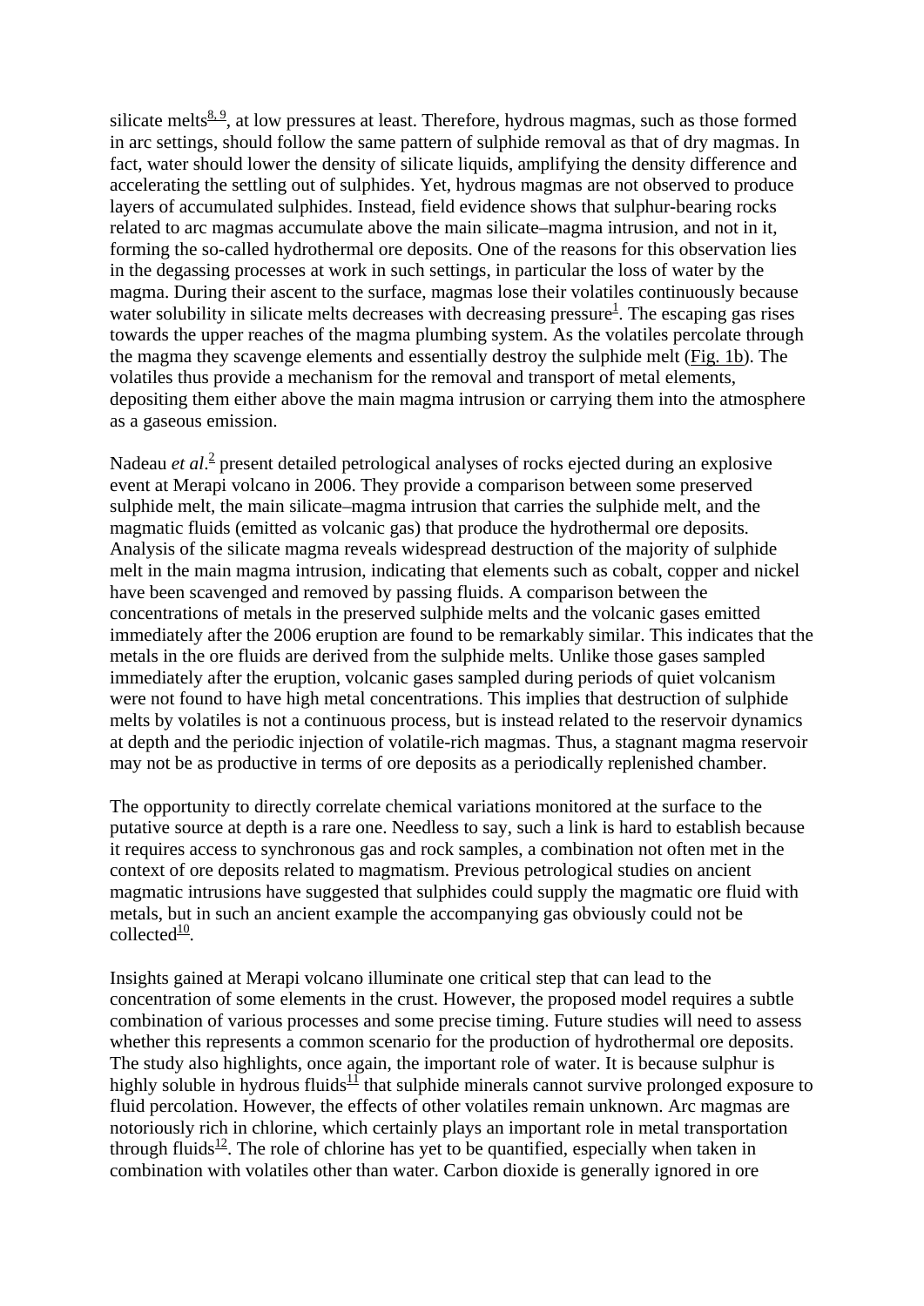silicate melts[8, 9], at low pressures at least. Therefore, hydrous magmas, such as those formed in arc settings, should follow the same pattern of sulphide removal as that of dry magmas. In fact, water should lower the density of silicate liquids, amplifying the density difference and accelerating the settling out of sulphides. Yet, hydrous magmas are not observed to produce layers of accumulated sulphides. Instead, field evidence shows that sulphur-bearing rocks related to arc magmas accumulate above the main silicate–magma intrusion, and not in it, forming the so-called hydrothermal ore deposits. One of the reasons for this observation lies in the degassing processes at work in such settings, in particular the loss of water by the magma. During their ascent to the surface, magmas lose their volatiles continuously because water solubility in silicate melts decreases with decreasing pressure[1]. The escaping gas rises towards the upper reaches of the magma plumbing system. As the volatiles percolate through the magma they scavenge elements and essentially destroy the sulphide melt (Fig. 1b). The volatiles thus provide a mechanism for the removal and transport of metal elements, depositing them either above the main magma intrusion or carrying them into the atmosphere as a gaseous emission.

Nadeau *et al*.[2] present detailed petrological analyses of rocks ejected during an explosive event at Merapi volcano in 2006. They provide a comparison between some preserved sulphide melt, the main silicate–magma intrusion that carries the sulphide melt, and the magmatic fluids (emitted as volcanic gas) that produce the hydrothermal ore deposits. Analysis of the silicate magma reveals widespread destruction of the majority of sulphide melt in the main magma intrusion, indicating that elements such as cobalt, copper and nickel have been scavenged and removed by passing fluids. A comparison between the concentrations of metals in the preserved sulphide melts and the volcanic gases emitted immediately after the 2006 eruption are found to be remarkably similar. This indicates that the metals in the ore fluids are derived from the sulphide melts. Unlike those gases sampled immediately after the eruption, volcanic gases sampled during periods of quiet volcanism were not found to have high metal concentrations. This implies that destruction of sulphide melts by volatiles is not a continuous process, but is instead related to the reservoir dynamics at depth and the periodic injection of volatile-rich magmas. Thus, a stagnant magma reservoir may not be as productive in terms of ore deposits as a periodically replenished chamber.

The opportunity to directly correlate chemical variations monitored at the surface to the putative source at depth is a rare one. Needless to say, such a link is hard to establish because it requires access to synchronous gas and rock samples, a combination not often met in the context of ore deposits related to magmatism. Previous petrological studies on ancient magmatic intrusions have suggested that sulphides could supply the magmatic ore fluid with metals, but in such an ancient example the accompanying gas obviously could not be collected[10].

Insights gained at Merapi volcano illuminate one critical step that can lead to the concentration of some elements in the crust. However, the proposed model requires a subtle combination of various processes and some precise timing. Future studies will need to assess whether this represents a common scenario for the production of hydrothermal ore deposits. The study also highlights, once again, the important role of water. It is because sulphur is highly soluble in hydrous fluids[11] that sulphide minerals cannot survive prolonged exposure to fluid percolation. However, the effects of other volatiles remain unknown. Arc magmas are notoriously rich in chlorine, which certainly plays an important role in metal transportation through fluids[12]. The role of chlorine has yet to be quantified, especially when taken in combination with volatiles other than water. Carbon dioxide is generally ignored in ore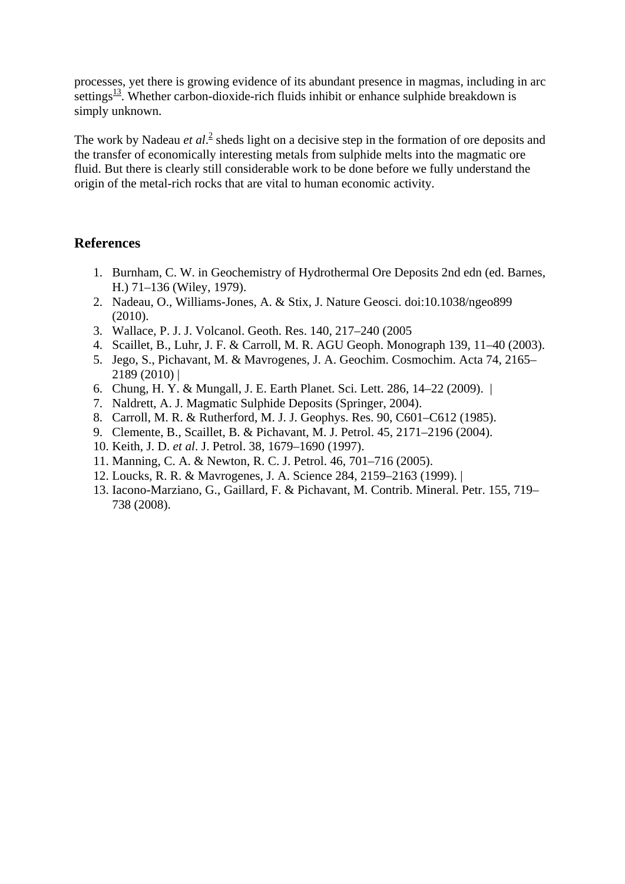processes, yet there is growing evidence of its abundant presence in magmas, including in arc settings[13]. Whether carbon-dioxide-rich fluids inhibit or enhance sulphide breakdown is simply unknown.

The work by Nadeau *et al*.[2] sheds light on a decisive step in the formation of ore deposits and the transfer of economically interesting metals from sulphide melts into the magmatic ore fluid. But there is clearly still considerable work to be done before we fully understand the origin of the metal-rich rocks that are vital to human economic activity.

## References

1. Burnham, C. W. in Geochemistry of Hydrothermal Ore Deposits 2nd edn (ed. Barnes, H.) 71–136 (Wiley, 1979).
2. Nadeau, O., Williams-Jones, A. & Stix, J. Nature Geosci. doi:10.1038/ngeo899 (2010).
3. Wallace, P. J. J. Volcanol. Geoth. Res. 140, 217–240 (2005
4. Scaillet, B., Luhr, J. F. & Carroll, M. R. AGU Geoph. Monograph 139, 11–40 (2003).
5. Jego, S., Pichavant, M. & Mavrogenes, J. A. Geochim. Cosmochim. Acta 74, 2165–2189 (2010) |
6. Chung, H. Y. & Mungall, J. E. Earth Planet. Sci. Lett. 286, 14–22 (2009). |
7. Naldrett, A. J. Magmatic Sulphide Deposits (Springer, 2004).
8. Carroll, M. R. & Rutherford, M. J. J. Geophys. Res. 90, C601–C612 (1985).
9. Clemente, B., Scaillet, B. & Pichavant, M. J. Petrol. 45, 2171–2196 (2004).
10. Keith, J. D. *et al*. J. Petrol. 38, 1679–1690 (1997).
11. Manning, C. A. & Newton, R. C. J. Petrol. 46, 701–716 (2005).
12. Loucks, R. R. & Mavrogenes, J. A. Science 284, 2159–2163 (1999). |
13. Iacono-Marziano, G., Gaillard, F. & Pichavant, M. Contrib. Mineral. Petr. 155, 719–738 (2008).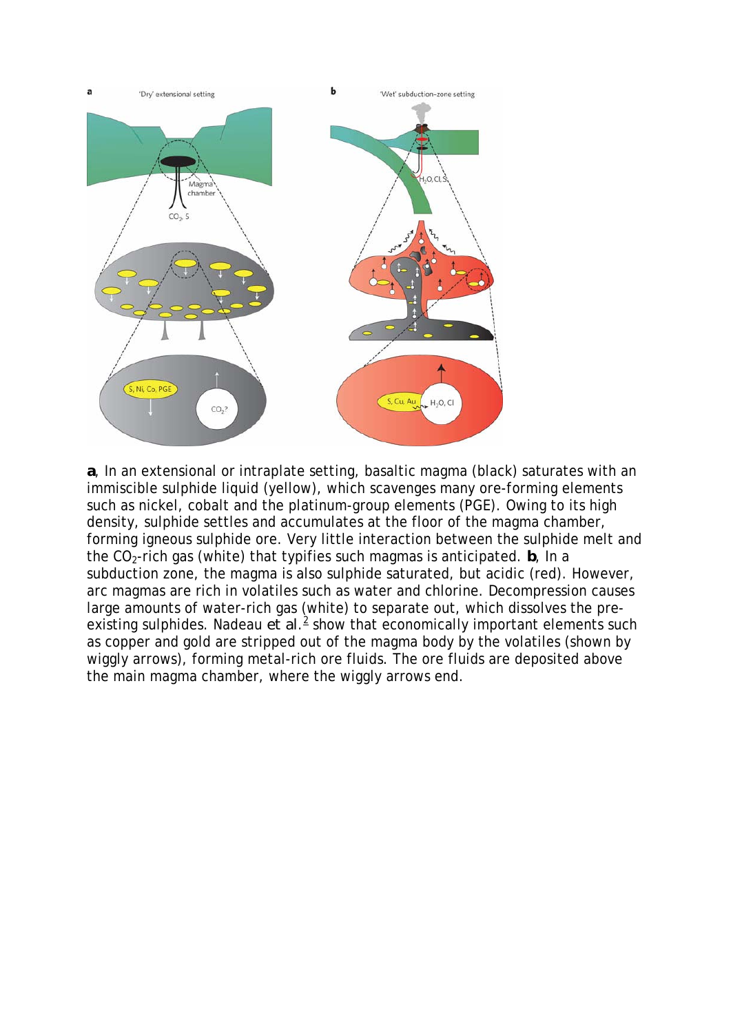a

'Dry' extensional setting

Magma chamber

$CO_2$, S

S, Ni, Co, PGE

$CO_2$?

b

'Wet' subduction-zone setting

$H_2O$, Cl, S

S, Cu, Au

$H_2O$, Cl

**a**, In an extensional or intraplate setting, basaltic magma (black) saturates with an immiscible sulphide liquid (yellow), which scavenges many ore-forming elements such as nickel, cobalt and the platinum-group elements (PGE). Owing to its high density, sulphide settles and accumulates at the floor of the magma chamber, forming igneous sulphide ore. Very little interaction between the sulphide melt and the $CO_2$-rich gas (white) that typifies such magmas is anticipated. **b**, In a subduction zone, the magma is also sulphide saturated, but acidic (red). However, arc magmas are rich in volatiles such as water and chlorine. Decompression causes large amounts of water-rich gas (white) to separate out, which dissolves the pre-existing sulphides. Nadeau *et al.*[2] show that economically important elements such as copper and gold are stripped out of the magma body by the volatiles (shown by wiggly arrows), forming metal-rich ore fluids. The ore fluids are deposited above the main magma chamber, where the wiggly arrows end.